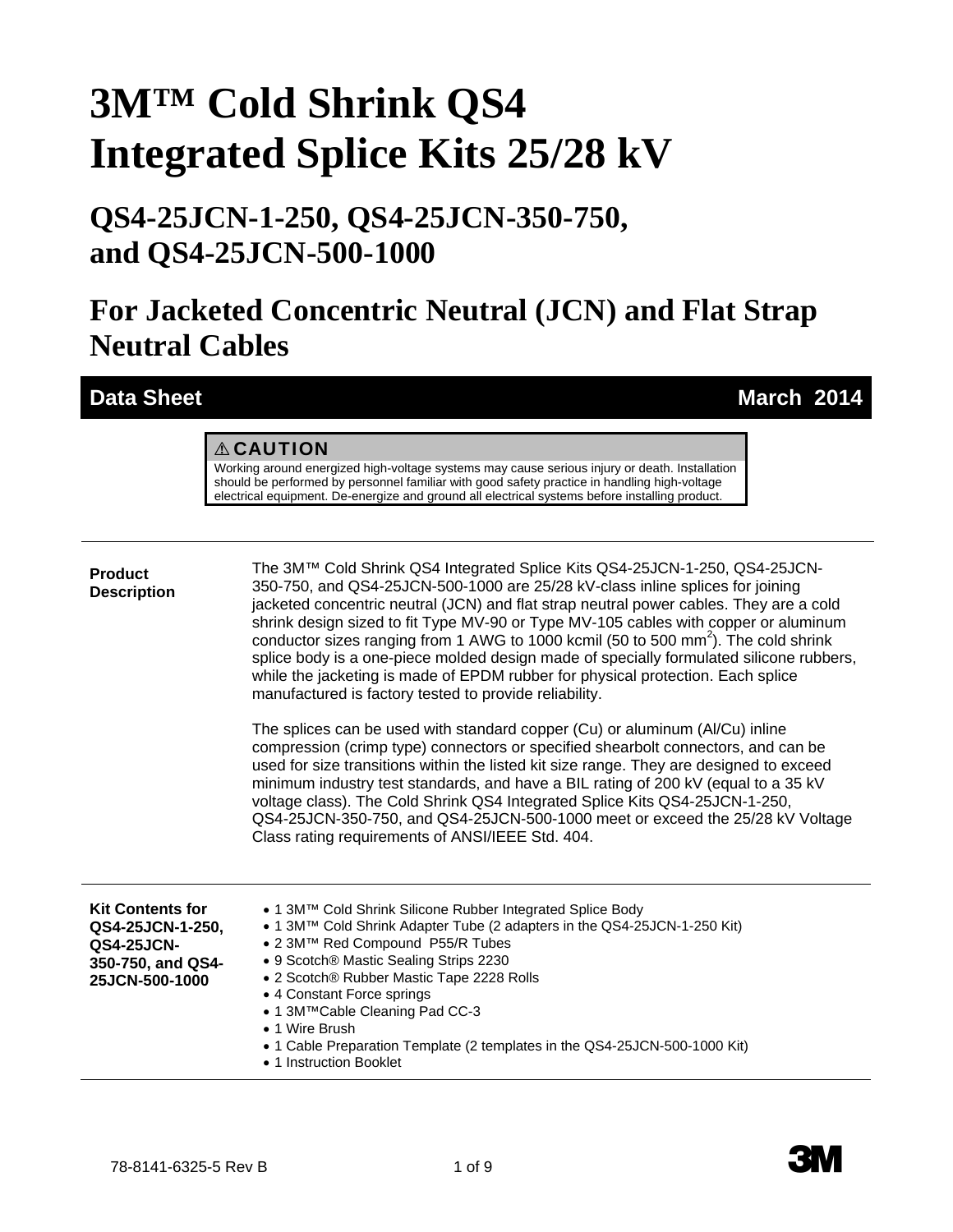# 3M™ Cold Shrink QS4 Integrated Splice Kits 25/28 kV

## QS4-25JCN-1-250, QS4-25JCN-350-750, and QS4-25JCN-500-1000

## For Jacketed Concentric Neutral (JCN) and Flat Strap Neutral Cables

**Data Sheet** **March 2014**

> ⚠ **CAUTION**
> Working around energized high-voltage systems may cause serious injury or death. Installation should be performed by personnel familiar with good safety practice in handling high-voltage electrical equipment. De-energize and ground all electrical systems before installing product.

---

**Product Description**

The 3M™ Cold Shrink QS4 Integrated Splice Kits QS4-25JCN-1-250, QS4-25JCN-350-750, and QS4-25JCN-500-1000 are 25/28 kV-class inline splices for joining jacketed concentric neutral (JCN) and flat strap neutral power cables. They are a cold shrink design sized to fit Type MV-90 or Type MV-105 cables with copper or aluminum conductor sizes ranging from 1 AWG to 1000 kcmil (50 to 500 $mm^2$). The cold shrink splice body is a one-piece molded design made of specially formulated silicone rubbers, while the jacketing is made of EPDM rubber for physical protection. Each splice manufactured is factory tested to provide reliability.

The splices can be used with standard copper (Cu) or aluminum (Al/Cu) inline compression (crimp type) connectors or specified shearbolt connectors, and can be used for size transitions within the listed kit size range. They are designed to exceed minimum industry test standards, and have a BIL rating of 200 kV (equal to a 35 kV voltage class). The Cold Shrink QS4 Integrated Splice Kits QS4-25JCN-1-250, QS4-25JCN-350-750, and QS4-25JCN-500-1000 meet or exceed the 25/28 kV Voltage Class rating requirements of ANSI/IEEE Std. 404.

---

**Kit Contents for QS4-25JCN-1-250, QS4-25JCN-350-750, and QS4-25JCN-500-1000**

- 1 3M™ Cold Shrink Silicone Rubber Integrated Splice Body
- 1 3M™ Cold Shrink Adapter Tube (2 adapters in the QS4-25JCN-1-250 Kit)
- 2 3M™ Red Compound P55/R Tubes
- 9 Scotch® Mastic Sealing Strips 2230
- 2 Scotch® Rubber Mastic Tape 2228 Rolls
- 4 Constant Force springs
- 1 3M™Cable Cleaning Pad CC-3
- 1 Wire Brush
- 1 Cable Preparation Template (2 templates in the QS4-25JCN-500-1000 Kit)
- 1 Instruction Booklet

78-8141-6325-5 Rev B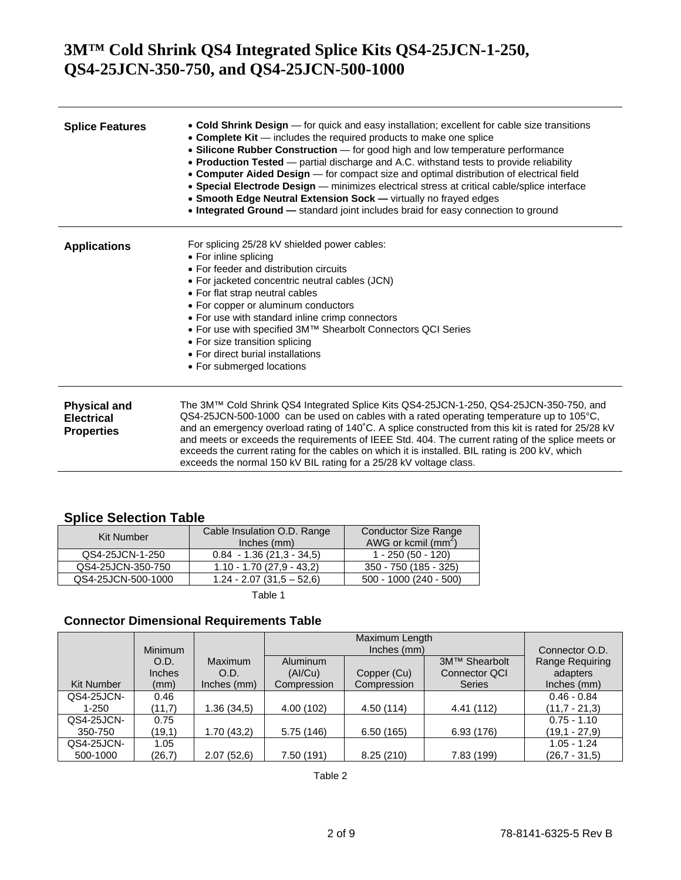# 3M™ Cold Shrink QS4 Integrated Splice Kits QS4-25JCN-1-250, QS4-25JCN-350-750, and QS4-25JCN-500-1000

## Splice Features

- **Cold Shrink Design** — for quick and easy installation; excellent for cable size transitions
- **Complete Kit** — includes the required products to make one splice
- **Silicone Rubber Construction** — for good high and low temperature performance
- **Production Tested** — partial discharge and A.C. withstand tests to provide reliability
- **Computer Aided Design** — for compact size and optimal distribution of electrical field
- **Special Electrode Design** — minimizes electrical stress at critical cable/splice interface
- **Smooth Edge Neutral Extension Sock —** virtually no frayed edges
- **Integrated Ground —** standard joint includes braid for easy connection to ground

## Applications

For splicing 25/28 kV shielded power cables:

- For inline splicing
- For feeder and distribution circuits
- For jacketed concentric neutral cables (JCN)
- For flat strap neutral cables
- For copper or aluminum conductors
- For use with standard inline crimp connectors
- For use with specified 3M™ Shearbolt Connectors QCI Series
- For size transition splicing
- For direct burial installations
- For submerged locations

## Physical and Electrical Properties

The 3M™ Cold Shrink QS4 Integrated Splice Kits QS4-25JCN-1-250, QS4-25JCN-350-750, and QS4-25JCN-500-1000 can be used on cables with a rated operating temperature up to 105°C, and an emergency overload rating of 140˚C. A splice constructed from this kit is rated for 25/28 kV and meets or exceeds the requirements of IEEE Std. 404. The current rating of the splice meets or exceeds the current rating for the cables on which it is installed. BIL rating is 200 kV, which exceeds the normal 150 kV BIL rating for a 25/28 kV voltage class.

## Splice Selection Table

| Kit Number | Cable Insulation O.D. Range Inches (mm) | Conductor Size Range AWG or kcmil (mm$^2$) |
|---|---|---|
| QS4-25JCN-1-250 | 0.84 - 1.36 (21,3 - 34,5) | 1 - 250 (50 - 120) |
| QS4-25JCN-350-750 | 1.10 - 1.70 (27,9 - 43,2) | 350 - 750 (185 - 325) |
| QS4-25JCN-500-1000 | 1.24 - 2.07 (31,5 – 52,6) | 500 - 1000 (240 - 500) |

Table 1

## Connector Dimensional Requirements Table

| Kit Number | Minimum O.D. Inches (mm) | Maximum O.D. Inches (mm) | Maximum Length Inches (mm) | | | Connector O.D. Range Requiring adapters Inches (mm) |
|---|---|---|---|---|---|---|
| | | | Aluminum (Al/Cu) Compression | Copper (Cu) Compression | 3M™ Shearbolt Connector QCI Series | |
| QS4-25JCN-1-250 | 0.46 (11,7) | 1.36 (34,5) | 4.00 (102) | 4.50 (114) | 4.41 (112) | 0.46 - 0.84 (11,7 - 21,3) |
| QS4-25JCN-350-750 | 0.75 (19,1) | 1.70 (43,2) | 5.75 (146) | 6.50 (165) | 6.93 (176) | 0.75 - 1.10 (19,1 - 27,9) |
| QS4-25JCN-500-1000 | 1.05 (26,7) | 2.07 (52,6) | 7.50 (191) | 8.25 (210) | 7.83 (199) | 1.05 - 1.24 (26,7 - 31,5) |

Table 2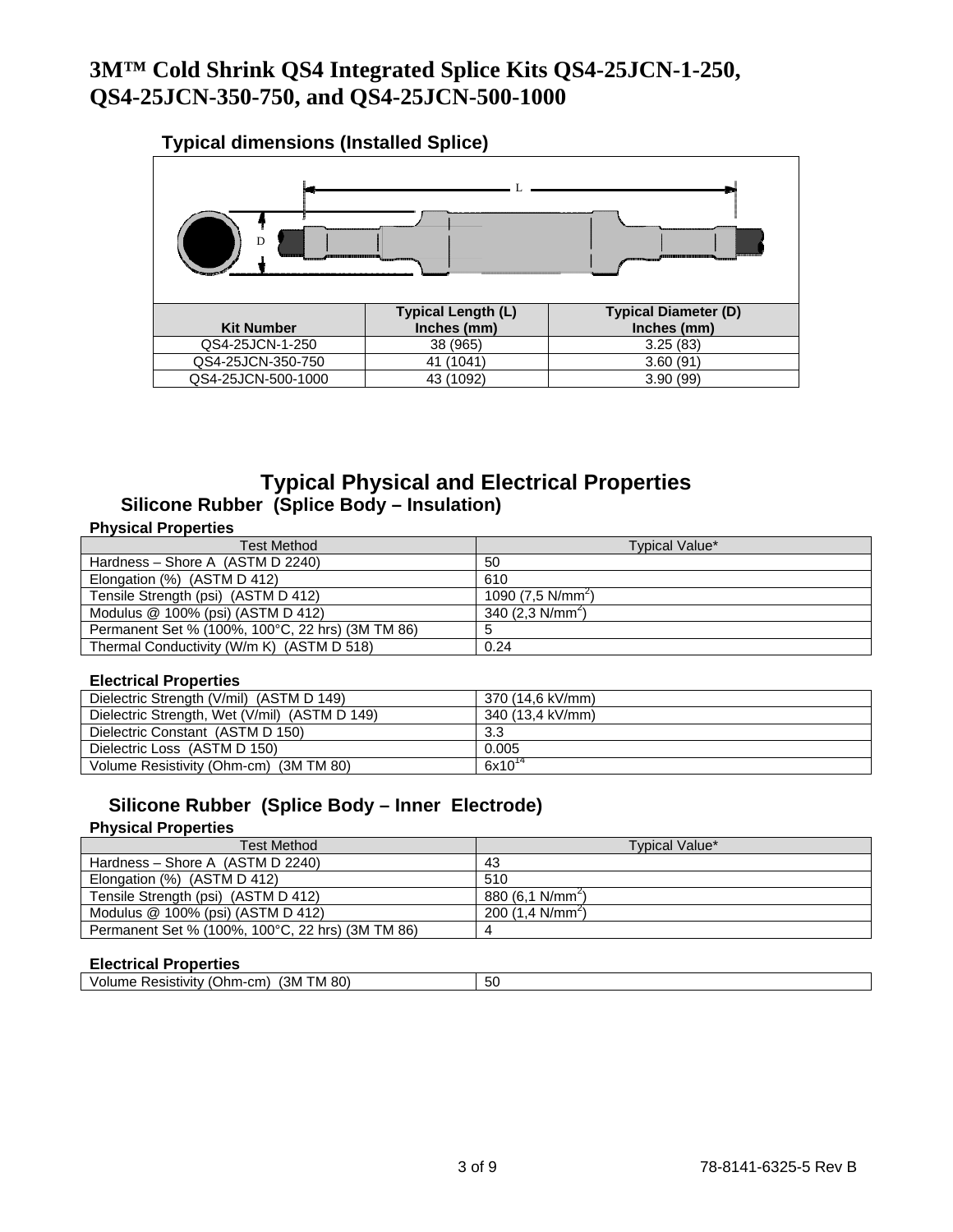# 3M™ Cold Shrink QS4 Integrated Splice Kits QS4-25JCN-1-250, QS4-25JCN-350-750, and QS4-25JCN-500-1000

## Typical dimensions (Installed Splice)

| Kit Number | Typical Length (L) Inches (mm) | Typical Diameter (D) Inches (mm) |
|---|---|---|
| QS4-25JCN-1-250 | 38 (965) | 3.25 (83) |
| QS4-25JCN-350-750 | 41 (1041) | 3.60 (91) |
| QS4-25JCN-500-1000 | 43 (1092) | 3.90 (99) |

# Typical Physical and Electrical Properties

## Silicone Rubber (Splice Body – Insulation)

**Physical Properties**

| Test Method | Typical Value* |
|---|---|
| Hardness – Shore A (ASTM D 2240) | 50 |
| Elongation (%) (ASTM D 412) | 610 |
| Tensile Strength (psi) (ASTM D 412) | 1090 (7,5 N/mm$^2$) |
| Modulus @ 100% (psi) (ASTM D 412) | 340 (2,3 N/mm$^2$) |
| Permanent Set % (100%, 100°C, 22 hrs) (3M TM 86) | 5 |
| Thermal Conductivity (W/m K) (ASTM D 518) | 0.24 |

**Electrical Properties**

| Test Method | Typical Value* |
|---|---|
| Dielectric Strength (V/mil) (ASTM D 149) | 370 (14,6 kV/mm) |
| Dielectric Strength, Wet (V/mil) (ASTM D 149) | 340 (13,4 kV/mm) |
| Dielectric Constant (ASTM D 150) | 3.3 |
| Dielectric Loss (ASTM D 150) | 0.005 |
| Volume Resistivity (Ohm-cm) (3M TM 80) | $6x10^{14}$ |

## Silicone Rubber (Splice Body – Inner Electrode)

**Physical Properties**

| Test Method | Typical Value* |
|---|---|
| Hardness – Shore A (ASTM D 2240) | 43 |
| Elongation (%) (ASTM D 412) | 510 |
| Tensile Strength (psi) (ASTM D 412) | 880 (6,1 N/mm$^2$) |
| Modulus @ 100% (psi) (ASTM D 412) | 200 (1,4 N/mm$^2$) |
| Permanent Set % (100%, 100°C, 22 hrs) (3M TM 86) | 4 |

**Electrical Properties**

| Test Method | Typical Value* |
|---|---|
| Volume Resistivity (Ohm-cm) (3M TM 80) | 50 |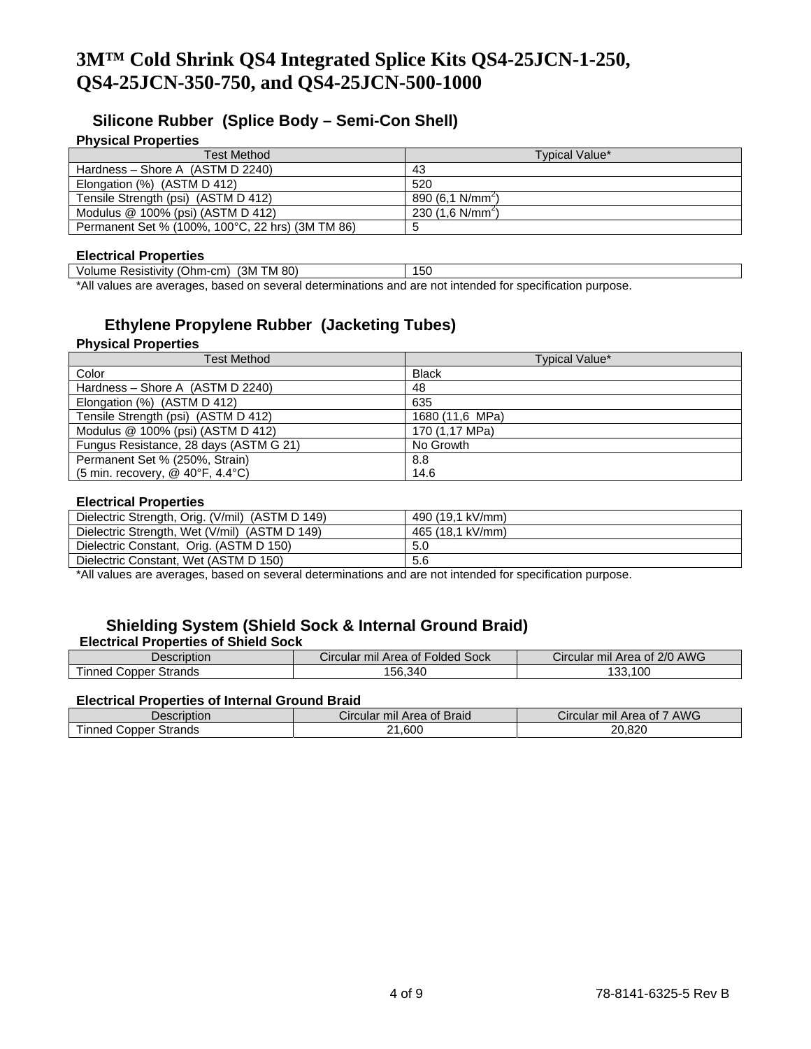# 3M™ Cold Shrink QS4 Integrated Splice Kits QS4-25JCN-1-250, QS4-25JCN-350-750, and QS4-25JCN-500-1000

## Silicone Rubber (Splice Body – Semi-Con Shell)

**Physical Properties**

| Test Method | Typical Value* |
|---|---|
| Hardness – Shore A (ASTM D 2240) | 43 |
| Elongation (%) (ASTM D 412) | 520 |
| Tensile Strength (psi) (ASTM D 412) | 890 (6,1 N/mm$^2$) |
| Modulus @ 100% (psi) (ASTM D 412) | 230 (1,6 N/mm$^2$) |
| Permanent Set % (100%, 100°C, 22 hrs) (3M TM 86) | 5 |

**Electrical Properties**

| | |
|---|---|
| Volume Resistivity (Ohm-cm) (3M TM 80) | 150 |

*All values are averages, based on several determinations and are not intended for specification purpose.

## Ethylene Propylene Rubber (Jacketing Tubes)

**Physical Properties**

| Test Method | Typical Value* |
|---|---|
| Color | Black |
| Hardness – Shore A (ASTM D 2240) | 48 |
| Elongation (%) (ASTM D 412) | 635 |
| Tensile Strength (psi) (ASTM D 412) | 1680 (11,6 MPa) |
| Modulus @ 100% (psi) (ASTM D 412) | 170 (1,17 MPa) |
| Fungus Resistance, 28 days (ASTM G 21) | No Growth |
| Permanent Set % (250%, Strain) (5 min. recovery, @ 40°F, 4.4°C) | 8.8 14.6 |

**Electrical Properties**

| | |
|---|---|
| Dielectric Strength, Orig. (V/mil) (ASTM D 149) | 490 (19,1 kV/mm) |
| Dielectric Strength, Wet (V/mil) (ASTM D 149) | 465 (18,1 kV/mm) |
| Dielectric Constant, Orig. (ASTM D 150) | 5.0 |
| Dielectric Constant, Wet (ASTM D 150) | 5.6 |

*All values are averages, based on several determinations and are not intended for specification purpose.

## Shielding System (Shield Sock & Internal Ground Braid)

**Electrical Properties of Shield Sock**

| Description | Circular mil Area of Folded Sock | Circular mil Area of 2/0 AWG |
|---|---|---|
| Tinned Copper Strands | 156,340 | 133,100 |

**Electrical Properties of Internal Ground Braid**

| Description | Circular mil Area of Braid | Circular mil Area of 7 AWG |
|---|---|---|
| Tinned Copper Strands | 21,600 | 20,820 |

78-8141-6325-5 Rev B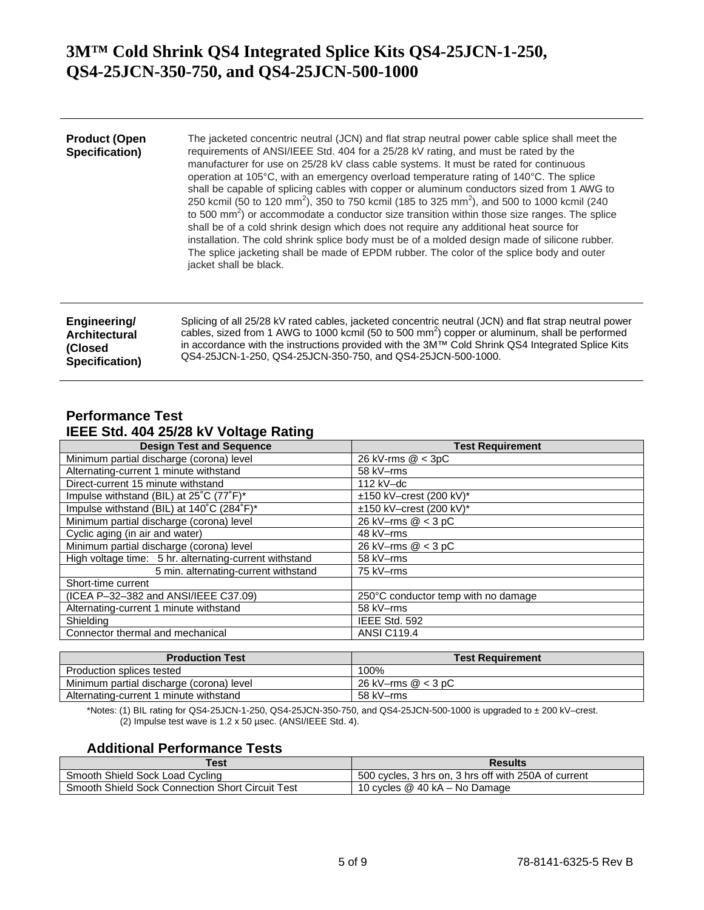# 3M™ Cold Shrink QS4 Integrated Splice Kits QS4-25JCN-1-250, QS4-25JCN-350-750, and QS4-25JCN-500-1000

---

**Product (Open Specification)**

The jacketed concentric neutral (JCN) and flat strap neutral power cable splice shall meet the requirements of ANSI/IEEE Std. 404 for a 25/28 kV rating, and must be rated by the manufacturer for use on 25/28 kV class cable systems. It must be rated for continuous operation at 105°C, with an emergency overload temperature rating of 140°C. The splice shall be capable of splicing cables with copper or aluminum conductors sized from 1 AWG to 250 kcmil (50 to 120 mm$^2$), 350 to 750 kcmil (185 to 325 mm$^2$), and 500 to 1000 kcmil (240 to 500 mm$^2$) or accommodate a conductor size transition within those size ranges. The splice shall be of a cold shrink design which does not require any additional heat source for installation. The cold shrink splice body must be of a molded design made of silicone rubber. The splice jacketing shall be made of EPDM rubber. The color of the splice body and outer jacket shall be black.

---

**Engineering/ Architectural (Closed Specification)**

Splicing of all 25/28 kV rated cables, jacketed concentric neutral (JCN) and flat strap neutral power cables, sized from 1 AWG to 1000 kcmil (50 to 500 mm$^2$) copper or aluminum, shall be performed in accordance with the instructions provided with the 3M™ Cold Shrink QS4 Integrated Splice Kits QS4-25JCN-1-250, QS4-25JCN-350-750, and QS4-25JCN-500-1000.

---

## Performance Test
## IEEE Std. 404 25/28 kV Voltage Rating

| Design Test and Sequence | Test Requirement |
|---|---|
| Minimum partial discharge (corona) level | 26 kV-rms @ < 3pC |
| Alternating-current 1 minute withstand | 58 kV–rms |
| Direct-current 15 minute withstand | 112 kV–dc |
| Impulse withstand (BIL) at 25˚C (77˚F)* | ±150 kV–crest (200 kV)* |
| Impulse withstand (BIL) at 140˚C (284˚F)* | ±150 kV–crest (200 kV)* |
| Minimum partial discharge (corona) level | 26 kV–rms @ < 3 pC |
| Cyclic aging (in air and water) | 48 kV–rms |
| Minimum partial discharge (corona) level | 26 kV–rms @ < 3 pC |
| High voltage time: 5 hr. alternating-current withstand | 58 kV–rms |
| 5 min. alternating-current withstand | 75 kV–rms |
| Short-time current | |
| (ICEA P–32–382 and ANSI/IEEE C37.09) | 250°C conductor temp with no damage |
| Alternating-current 1 minute withstand | 58 kV–rms |
| Shielding | IEEE Std. 592 |
| Connector thermal and mechanical | ANSI C119.4 |

| Production Test | Test Requirement |
|---|---|
| Production splices tested | 100% |
| Minimum partial discharge (corona) level | 26 kV–rms @ < 3 pC |
| Alternating-current 1 minute withstand | 58 kV–rms |

*Notes: (1) BIL rating for QS4-25JCN-1-250, QS4-25JCN-350-750, and QS4-25JCN-500-1000 is upgraded to ± 200 kV–crest.
(2) Impulse test wave is 1.2 x 50 µsec. (ANSI/IEEE Std. 4).

### Additional Performance Tests

| Test | Results |
|---|---|
| Smooth Shield Sock Load Cycling | 500 cycles, 3 hrs on, 3 hrs off with 250A of current |
| Smooth Shield Sock Connection Short Circuit Test | 10 cycles @ 40 kA – No Damage |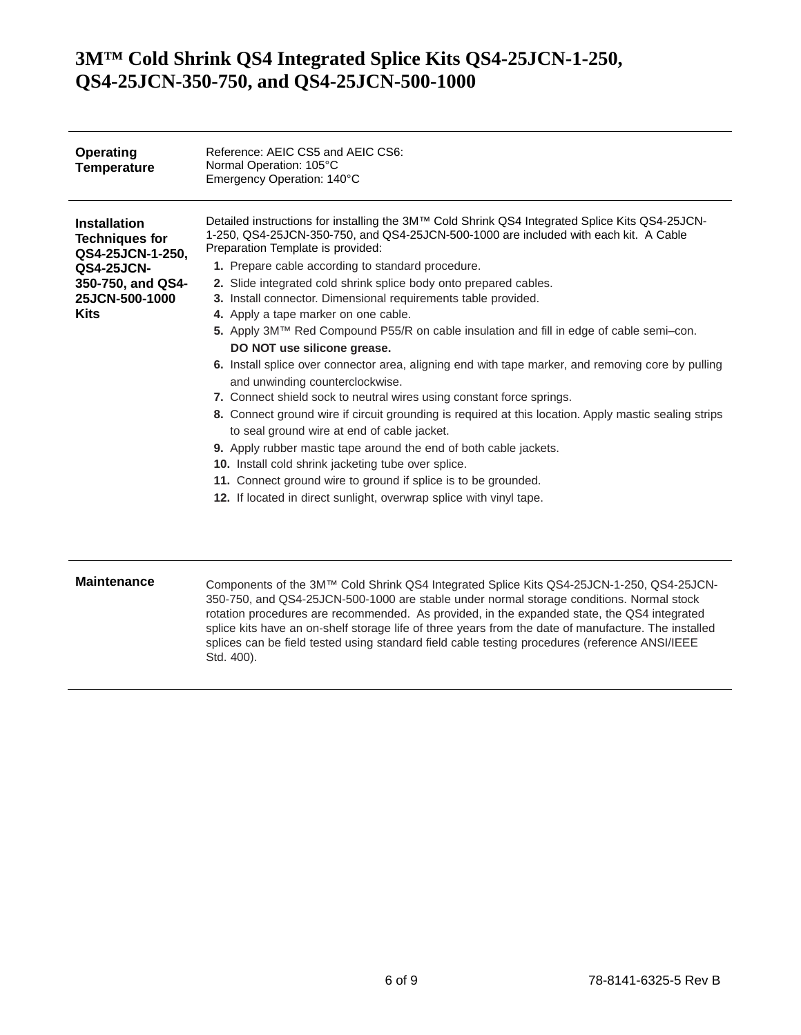# 3M™ Cold Shrink QS4 Integrated Splice Kits QS4-25JCN-1-250, QS4-25JCN-350-750, and QS4-25JCN-500-1000

| | |
|---|---|
| **Operating Temperature** | Reference: AEIC CS5 and AEIC CS6:<br>Normal Operation: 105°C<br>Emergency Operation: 140°C |

**Installation Techniques for QS4-25JCN-1-250, QS4-25JCN-350-750, and QS4-25JCN-500-1000 Kits**

Detailed instructions for installing the 3M™ Cold Shrink QS4 Integrated Splice Kits QS4-25JCN-1-250, QS4-25JCN-350-750, and QS4-25JCN-500-1000 are included with each kit. A Cable Preparation Template is provided:

1. Prepare cable according to standard procedure.
2. Slide integrated cold shrink splice body onto prepared cables.
3. Install connector. Dimensional requirements table provided.
4. Apply a tape marker on one cable.
5. Apply 3M™ Red Compound P55/R on cable insulation and fill in edge of cable semi–con. **DO NOT use silicone grease.**
6. Install splice over connector area, aligning end with tape marker, and removing core by pulling and unwinding counterclockwise.
7. Connect shield sock to neutral wires using constant force springs.
8. Connect ground wire if circuit grounding is required at this location. Apply mastic sealing strips to seal ground wire at end of cable jacket.
9. Apply rubber mastic tape around the end of both cable jackets.
10. Install cold shrink jacketing tube over splice.
11. Connect ground wire to ground if splice is to be grounded.
12. If located in direct sunlight, overwrap splice with vinyl tape.

**Maintenance**

Components of the 3M™ Cold Shrink QS4 Integrated Splice Kits QS4-25JCN-1-250, QS4-25JCN-350-750, and QS4-25JCN-500-1000 are stable under normal storage conditions. Normal stock rotation procedures are recommended. As provided, in the expanded state, the QS4 integrated splice kits have an on-shelf storage life of three years from the date of manufacture. The installed splices can be field tested using standard field cable testing procedures (reference ANSI/IEEE Std. 400).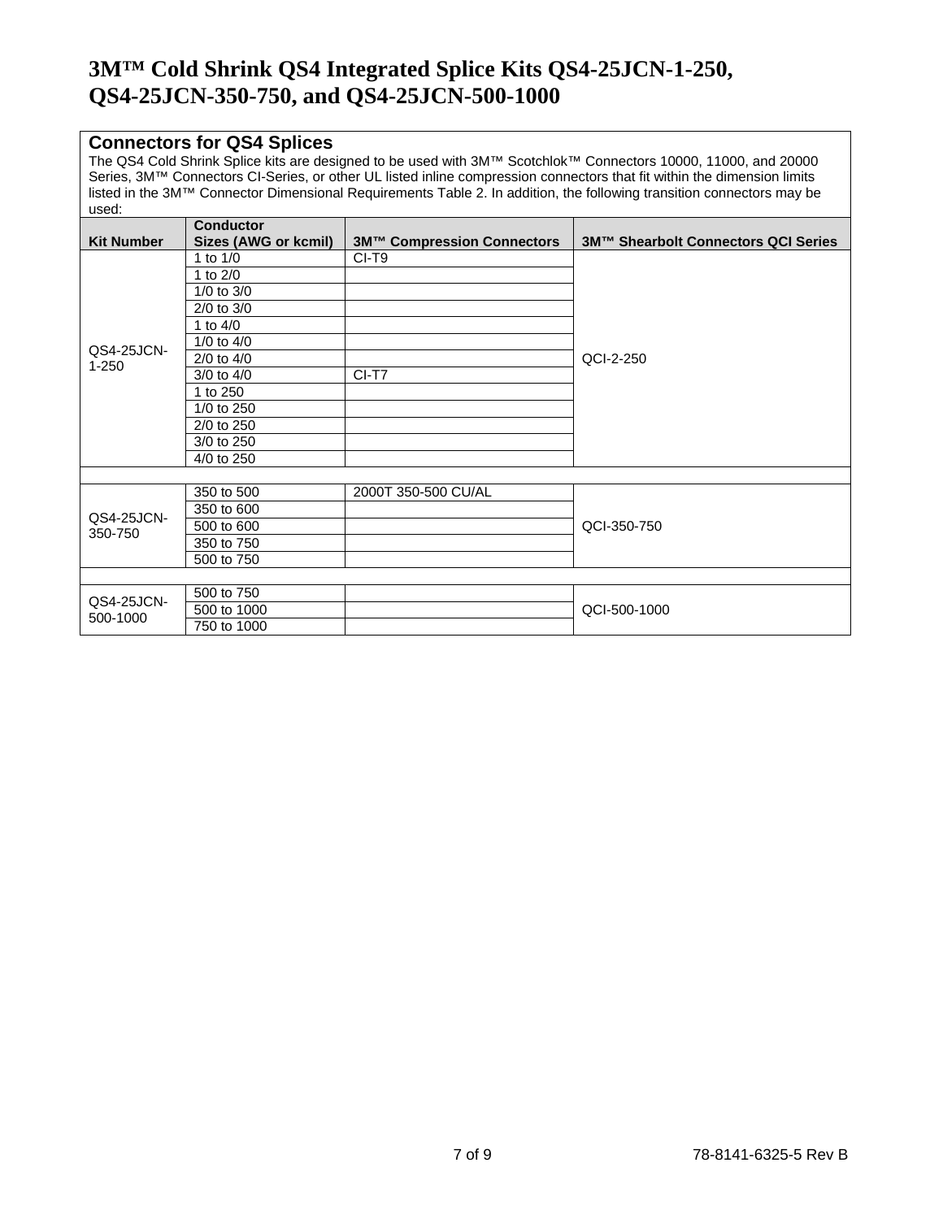# 3M™ Cold Shrink QS4 Integrated Splice Kits QS4-25JCN-1-250, QS4-25JCN-350-750, and QS4-25JCN-500-1000

## Connectors for QS4 Splices

The QS4 Cold Shrink Splice kits are designed to be used with 3M™ Scotchlok™ Connectors 10000, 11000, and 20000 Series, 3M™ Connectors CI-Series, or other UL listed inline compression connectors that fit within the dimension limits listed in the 3M™ Connector Dimensional Requirements Table 2. In addition, the following transition connectors may be used:

| Kit Number | Conductor Sizes (AWG or kcmil) | 3M™ Compression Connectors | 3M™ Shearbolt Connectors QCI Series |
|---|---|---|---|
| QS4-25JCN-1-250 | 1 to 1/0 | CI-T9 | QCI-2-250 |
| | 1 to 2/0 | | |
| | 1/0 to 3/0 | | |
| | 2/0 to 3/0 | | |
| | 1 to 4/0 | | |
| | 1/0 to 4/0 | | |
| | 2/0 to 4/0 | | |
| | 3/0 to 4/0 | CI-T7 | |
| | 1 to 250 | | |
| | 1/0 to 250 | | |
| | 2/0 to 250 | | |
| | 3/0 to 250 | | |
| | 4/0 to 250 | | |
| | | | |
| QS4-25JCN-350-750 | 350 to 500 | 2000T 350-500 CU/AL | QCI-350-750 |
| | 350 to 600 | | |
| | 500 to 600 | | |
| | 350 to 750 | | |
| | 500 to 750 | | |
| | | | |
| QS4-25JCN-500-1000 | 500 to 750 | | QCI-500-1000 |
| | 500 to 1000 | | |
| | 750 to 1000 | | |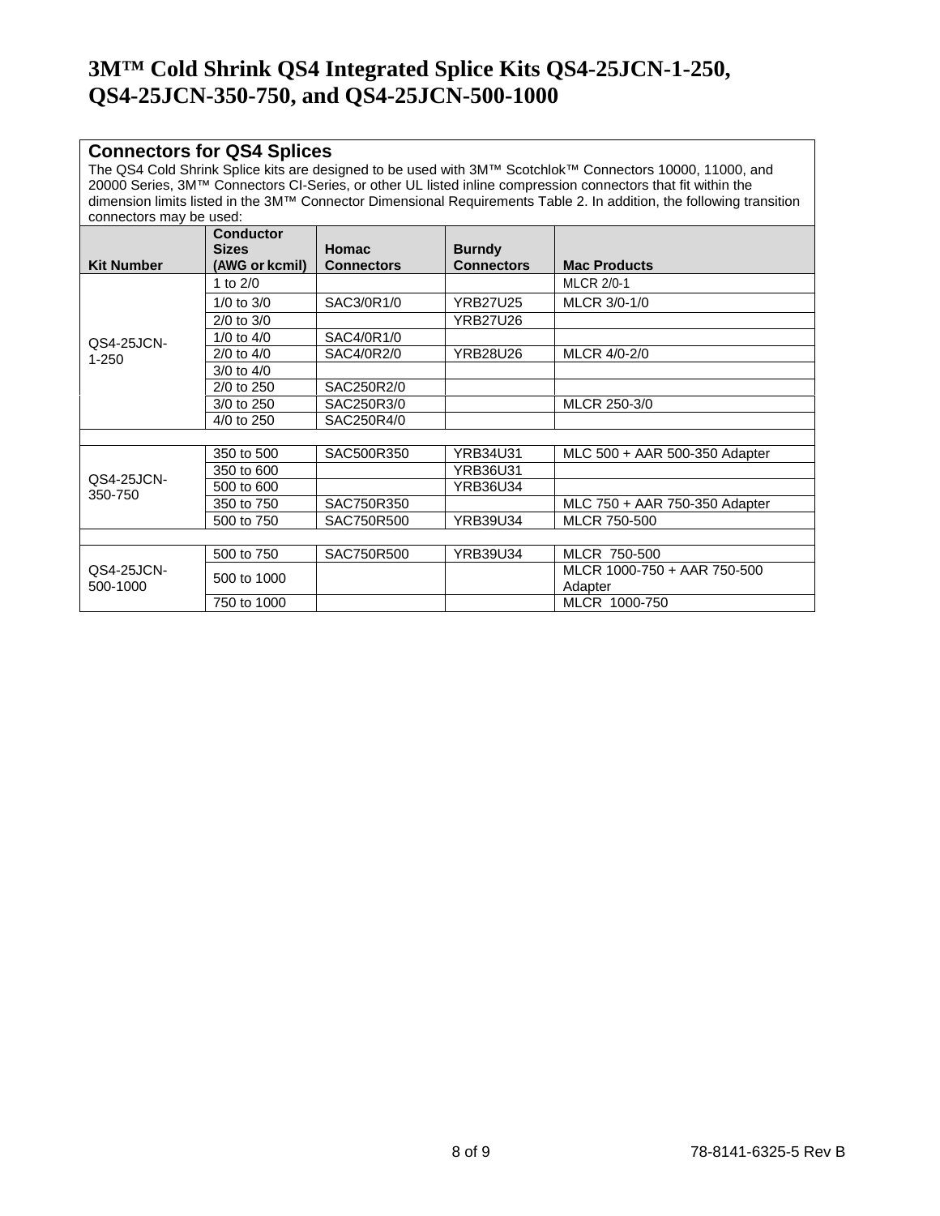# 3M™ Cold Shrink QS4 Integrated Splice Kits QS4-25JCN-1-250, QS4-25JCN-350-750, and QS4-25JCN-500-1000

## Connectors for QS4 Splices

The QS4 Cold Shrink Splice kits are designed to be used with 3M™ Scotchlok™ Connectors 10000, 11000, and 20000 Series, 3M™ Connectors CI-Series, or other UL listed inline compression connectors that fit within the dimension limits listed in the 3M™ Connector Dimensional Requirements Table 2. In addition, the following transition connectors may be used:

| Kit Number | Conductor Sizes (AWG or kcmil) | Homac Connectors | Burndy Connectors | Mac Products |
|---|---|---|---|---|
| QS4-25JCN-1-250 | 1 to 2/0 | | | MLCR 2/0-1 |
| | 1/0 to 3/0 | SAC3/0R1/0 | YRB27U25 | MLCR 3/0-1/0 |
| | 2/0 to 3/0 | | YRB27U26 | |
| | 1/0 to 4/0 | SAC4/0R1/0 | | |
| | 2/0 to 4/0 | SAC4/0R2/0 | YRB28U26 | MLCR 4/0-2/0 |
| | 3/0 to 4/0 | | | |
| | 2/0 to 250 | SAC250R2/0 | | |
| | 3/0 to 250 | SAC250R3/0 | | MLCR 250-3/0 |
| | 4/0 to 250 | SAC250R4/0 | | |
| | | | | |
| QS4-25JCN-350-750 | 350 to 500 | SAC500R350 | YRB34U31 | MLC 500 + AAR 500-350 Adapter |
| | 350 to 600 | | YRB36U31 | |
| | 500 to 600 | | YRB36U34 | |
| | 350 to 750 | SAC750R350 | | MLC 750 + AAR 750-350 Adapter |
| | 500 to 750 | SAC750R500 | YRB39U34 | MLCR 750-500 |
| | | | | |
| QS4-25JCN-500-1000 | 500 to 750 | SAC750R500 | YRB39U34 | MLCR 750-500 |
| | 500 to 1000 | | | MLCR 1000-750 + AAR 750-500 Adapter |
| | 750 to 1000 | | | MLCR 1000-750 |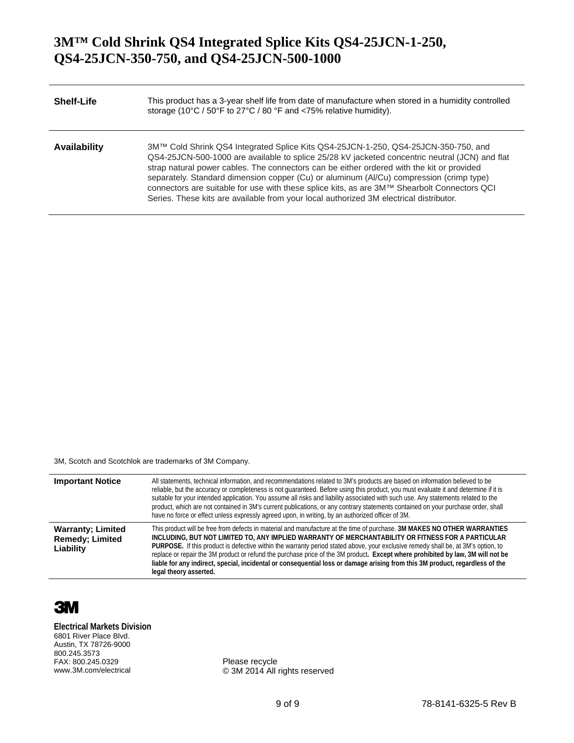| | |
|---|---|
| **Shelf-Life** | This product has a 3-year shelf life from date of manufacture when stored in a humidity controlled storage (10°C / 50°F to 27°C / 80 °F and <75% relative humidity). |
| **Availability** | 3M™ Cold Shrink QS4 Integrated Splice Kits QS4-25JCN-1-250, QS4-25JCN-350-750, and QS4-25JCN-500-1000 are available to splice 25/28 kV jacketed concentric neutral (JCN) and flat strap natural power cables. The connectors can be either ordered with the kit or provided separately. Standard dimension copper (Cu) or aluminum (Al/Cu) compression (crimp type) connectors are suitable for use with these splice kits, as are 3M™ Shearbolt Connectors QCI Series. These kits are available from your local authorized 3M electrical distributor. |

3M, Scotch and Scotchlok are trademarks of 3M Company.

| | |
|---|---|
| **Important Notice** | All statements, technical information, and recommendations related to 3M's products are based on information believed to be reliable, but the accuracy or completeness is not guaranteed. Before using this product, you must evaluate it and determine if it is suitable for your intended application. You assume all risks and liability associated with such use. Any statements related to the product, which are not contained in 3M's current publications, or any contrary statements contained on your purchase order, shall have no force or effect unless expressly agreed upon, in writing, by an authorized officer of 3M. |
| **Warranty; Limited Remedy; Limited Liability** | This product will be free from defects in material and manufacture at the time of purchase. **3M MAKES NO OTHER WARRANTIES INCLUDING, BUT NOT LIMITED TO, ANY IMPLIED WARRANTY OF MERCHANTABILITY OR FITNESS FOR A PARTICULAR PURPOSE.** If this product is defective within the warranty period stated above, your exclusive remedy shall be, at 3M's option, to replace or repair the 3M product or refund the purchase price of the 3M product**. Except where prohibited by law, 3M will not be liable for any indirect, special, incidental or consequential loss or damage arising from this 3M product, regardless of the legal theory asserted.** |

3M

**Electrical Markets Division**
6801 River Place Blvd.
Austin, TX 78726-9000
800.245.3573
FAX: 800.245.0329
www.3M.com/electrical

Please recycle
© 3M 2014 All rights reserved

78-8141-6325-5 Rev B